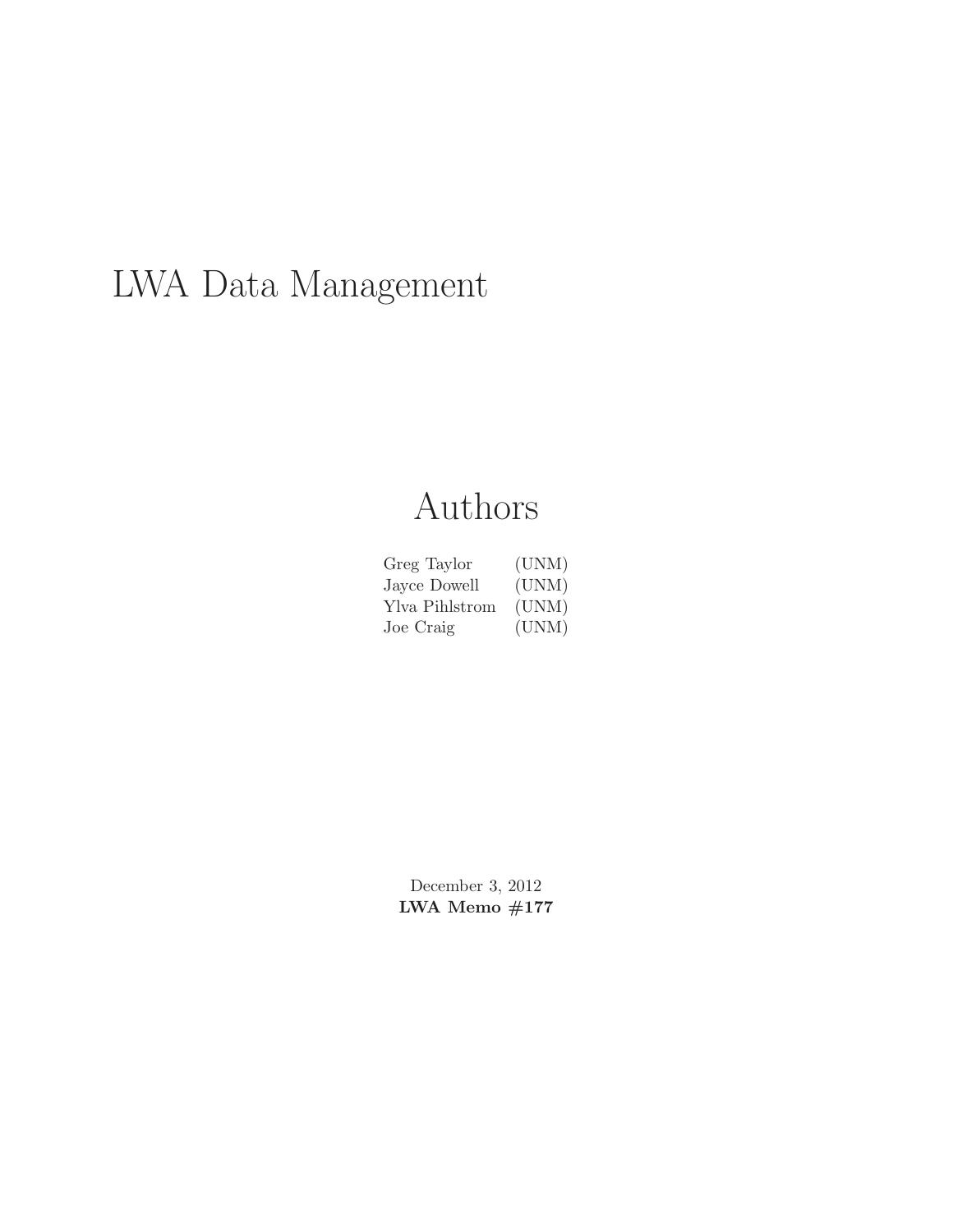# LWA Data Management

## Authors

| | |
|---|---|
| Greg Taylor | (UNM) |
| Jayce Dowell | (UNM) |
| Ylva Pihlstrom | (UNM) |
| Joe Craig | (UNM) |

December 3, 2012

**LWA Memo #177**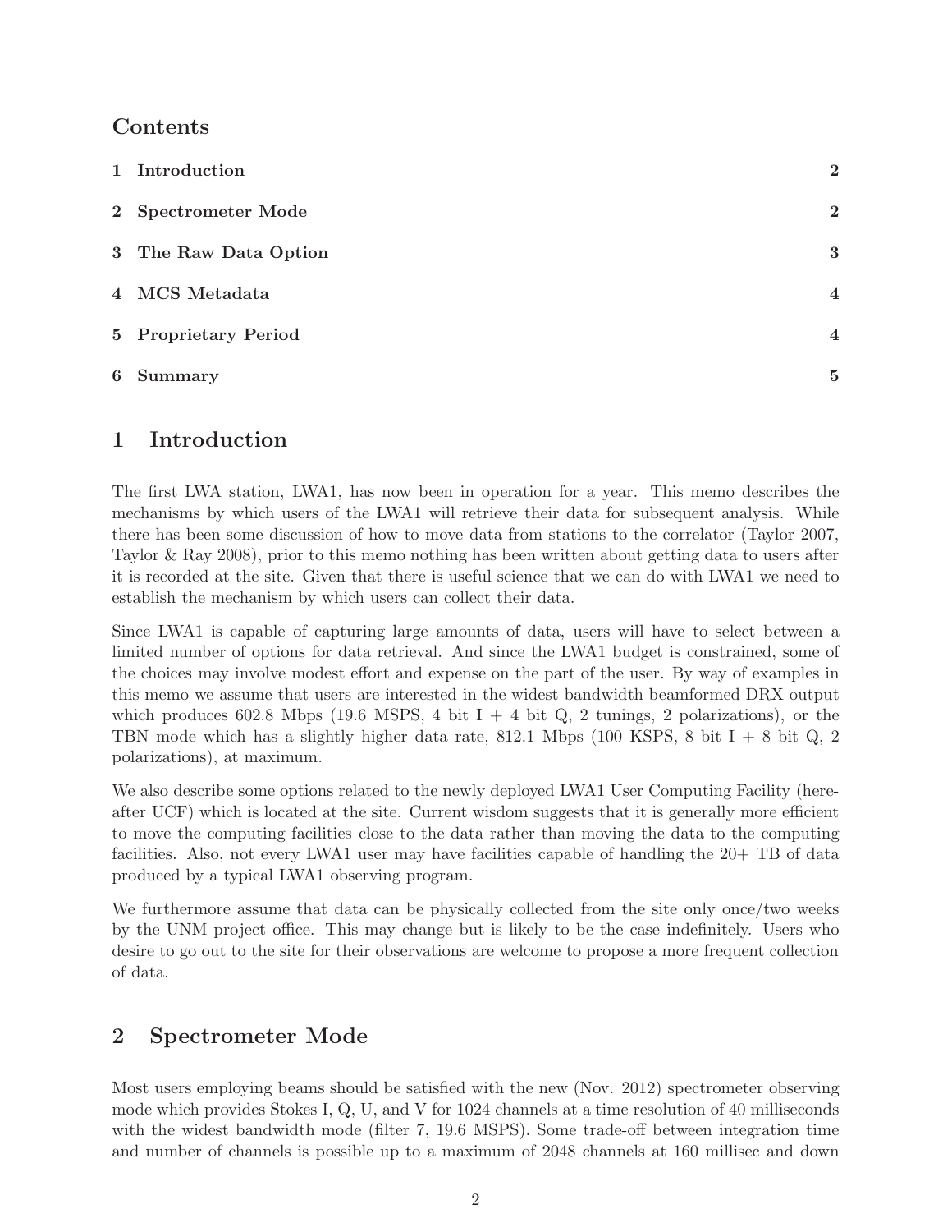## Contents

| | |
|---|---|
| **1 Introduction** | **2** |
| **2 Spectrometer Mode** | **2** |
| **3 The Raw Data Option** | **3** |
| **4 MCS Metadata** | **4** |
| **5 Proprietary Period** | **4** |
| **6 Summary** | **5** |

# 1 Introduction

The first LWA station, LWA1, has now been in operation for a year. This memo describes the mechanisms by which users of the LWA1 will retrieve their data for subsequent analysis. While there has been some discussion of how to move data from stations to the correlator (Taylor 2007, Taylor & Ray 2008), prior to this memo nothing has been written about getting data to users after it is recorded at the site. Given that there is useful science that we can do with LWA1 we need to establish the mechanism by which users can collect their data.

Since LWA1 is capable of capturing large amounts of data, users will have to select between a limited number of options for data retrieval. And since the LWA1 budget is constrained, some of the choices may involve modest effort and expense on the part of the user. By way of examples in this memo we assume that users are interested in the widest bandwidth beamformed DRX output which produces 602.8 Mbps (19.6 MSPS, 4 bit I + 4 bit Q, 2 tunings, 2 polarizations), or the TBN mode which has a slightly higher data rate, 812.1 Mbps (100 KSPS, 8 bit I + 8 bit Q, 2 polarizations), at maximum.

We also describe some options related to the newly deployed LWA1 User Computing Facility (hereafter UCF) which is located at the site. Current wisdom suggests that it is generally more efficient to move the computing facilities close to the data rather than moving the data to the computing facilities. Also, not every LWA1 user may have facilities capable of handling the 20+ TB of data produced by a typical LWA1 observing program.

We furthermore assume that data can be physically collected from the site only once/two weeks by the UNM project office. This may change but is likely to be the case indefinitely. Users who desire to go out to the site for their observations are welcome to propose a more frequent collection of data.

# 2 Spectrometer Mode

Most users employing beams should be satisfied with the new (Nov. 2012) spectrometer observing mode which provides Stokes I, Q, U, and V for 1024 channels at a time resolution of 40 milliseconds with the widest bandwidth mode (filter 7, 19.6 MSPS). Some trade-off between integration time and number of channels is possible up to a maximum of 2048 channels at 160 millisec and down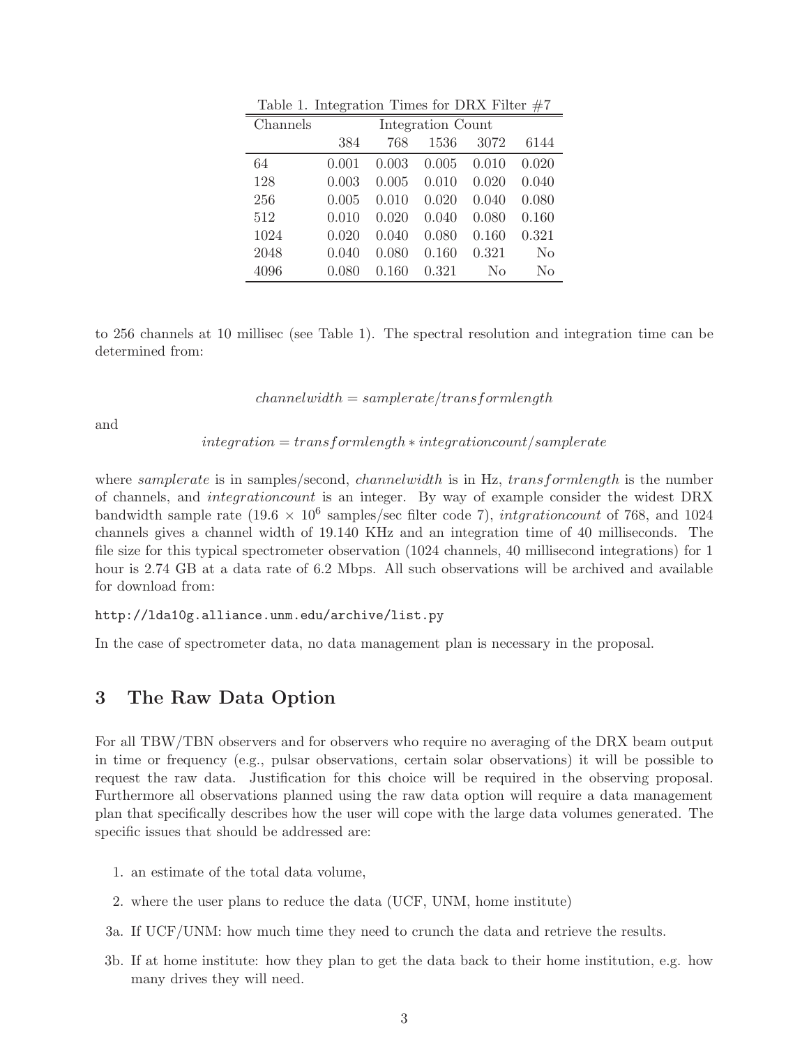Table 1. Integration Times for DRX Filter #7

| Channels | Integration Count | | | | |
|---|---|---|---|---|---|
| | 384 | 768 | 1536 | 3072 | 6144 |
| 64 | 0.001 | 0.003 | 0.005 | 0.010 | 0.020 |
| 128 | 0.003 | 0.005 | 0.010 | 0.020 | 0.040 |
| 256 | 0.005 | 0.010 | 0.020 | 0.040 | 0.080 |
| 512 | 0.010 | 0.020 | 0.040 | 0.080 | 0.160 |
| 1024 | 0.020 | 0.040 | 0.080 | 0.160 | 0.321 |
| 2048 | 0.040 | 0.080 | 0.160 | 0.321 | No |
| 4096 | 0.080 | 0.160 | 0.321 | No | No |

to 256 channels at 10 millisec (see Table 1). The spectral resolution and integration time can be determined from:

$$channelwidth = samplerate/transformlength$$

and

$$integration = transformlength * integrationcount/samplerate$$

where *samplerate* is in samples/second, *channelwidth* is in Hz, *transformlength* is the number of channels, and *integrationcount* is an integer. By way of example consider the widest DRX bandwidth sample rate ($19.6 \times 10^6$ samples/sec filter code 7), *intgrationcount* of 768, and 1024 channels gives a channel width of 19.140 KHz and an integration time of 40 milliseconds. The file size for this typical spectrometer observation (1024 channels, 40 millisecond integrations) for 1 hour is 2.74 GB at a data rate of 6.2 Mbps. All such observations will be archived and available for download from:

```
http://lda10g.alliance.unm.edu/archive/list.py
```

In the case of spectrometer data, no data management plan is necessary in the proposal.

## 3 The Raw Data Option

For all TBW/TBN observers and for observers who require no averaging of the DRX beam output in time or frequency (e.g., pulsar observations, certain solar observations) it will be possible to request the raw data. Justification for this choice will be required in the observing proposal. Furthermore all observations planned using the raw data option will require a data management plan that specifically describes how the user will cope with the large data volumes generated. The specific issues that should be addressed are:

1. an estimate of the total data volume,
2. where the user plans to reduce the data (UCF, UNM, home institute)

3a. If UCF/UNM: how much time they need to crunch the data and retrieve the results.

3b. If at home institute: how they plan to get the data back to their home institution, e.g. how many drives they will need.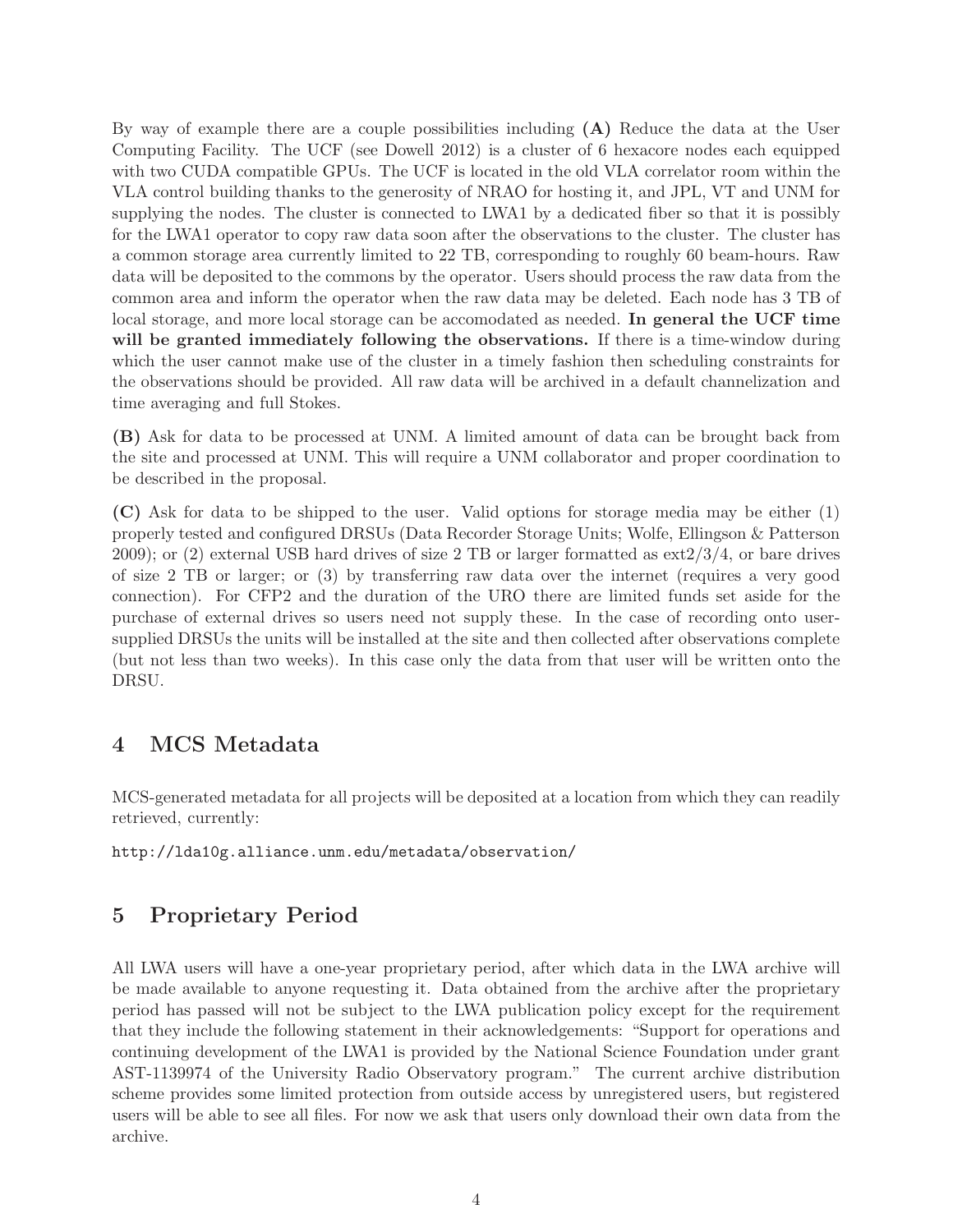By way of example there are a couple possibilities including **(A)** Reduce the data at the User Computing Facility. The UCF (see Dowell 2012) is a cluster of 6 hexacore nodes each equipped with two CUDA compatible GPUs. The UCF is located in the old VLA correlator room within the VLA control building thanks to the generosity of NRAO for hosting it, and JPL, VT and UNM for supplying the nodes. The cluster is connected to LWA1 by a dedicated fiber so that it is possibly for the LWA1 operator to copy raw data soon after the observations to the cluster. The cluster has a common storage area currently limited to 22 TB, corresponding to roughly 60 beam-hours. Raw data will be deposited to the commons by the operator. Users should process the raw data from the common area and inform the operator when the raw data may be deleted. Each node has 3 TB of local storage, and more local storage can be accomodated as needed. **In general the UCF time will be granted immediately following the observations.** If there is a time-window during which the user cannot make use of the cluster in a timely fashion then scheduling constraints for the observations should be provided. All raw data will be archived in a default channelization and time averaging and full Stokes.

**(B)** Ask for data to be processed at UNM. A limited amount of data can be brought back from the site and processed at UNM. This will require a UNM collaborator and proper coordination to be described in the proposal.

**(C)** Ask for data to be shipped to the user. Valid options for storage media may be either (1) properly tested and configured DRSUs (Data Recorder Storage Units; Wolfe, Ellingson & Patterson 2009); or (2) external USB hard drives of size 2 TB or larger formatted as ext2/3/4, or bare drives of size 2 TB or larger; or (3) by transferring raw data over the internet (requires a very good connection). For CFP2 and the duration of the URO there are limited funds set aside for the purchase of external drives so users need not supply these. In the case of recording onto user-supplied DRSUs the units will be installed at the site and then collected after observations complete (but not less than two weeks). In this case only the data from that user will be written onto the DRSU.

## 4 MCS Metadata

MCS-generated metadata for all projects will be deposited at a location from which they can readily retrieved, currently:

`http://lda10g.alliance.unm.edu/metadata/observation/`

## 5 Proprietary Period

All LWA users will have a one-year proprietary period, after which data in the LWA archive will be made available to anyone requesting it. Data obtained from the archive after the proprietary period has passed will not be subject to the LWA publication policy except for the requirement that they include the following statement in their acknowledgements: "Support for operations and continuing development of the LWA1 is provided by the National Science Foundation under grant AST-1139974 of the University Radio Observatory program." The current archive distribution scheme provides some limited protection from outside access by unregistered users, but registered users will be able to see all files. For now we ask that users only download their own data from the archive.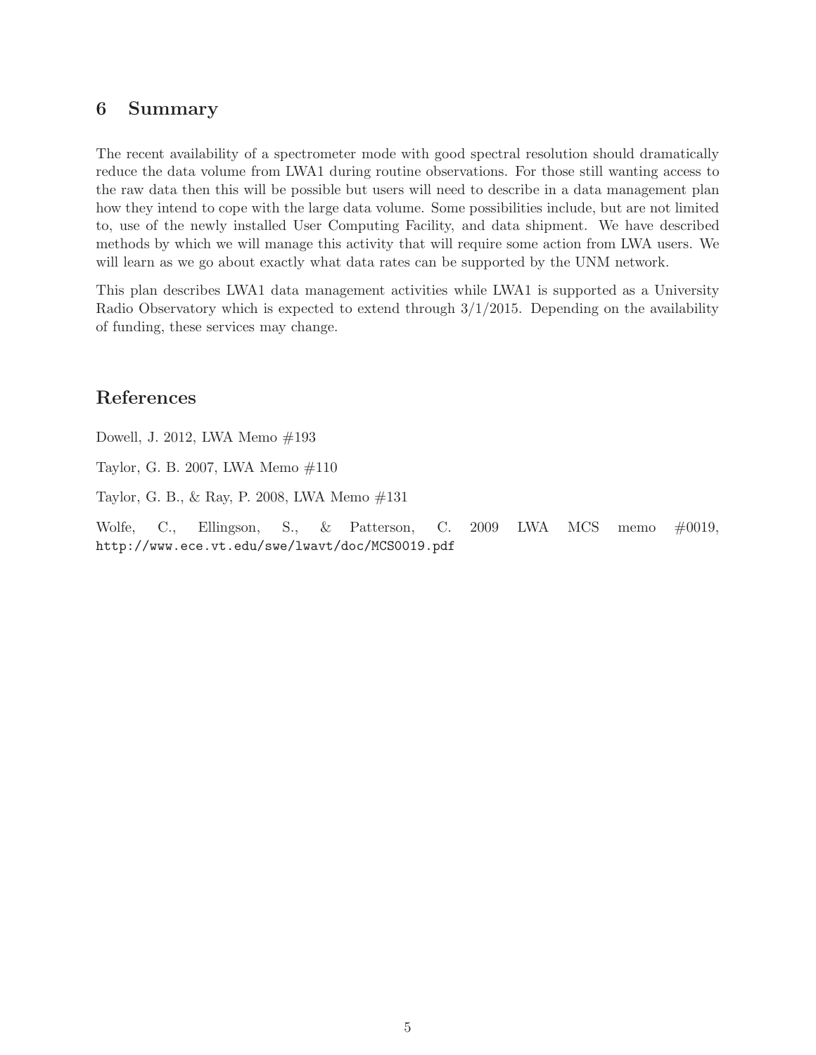## 6 Summary

The recent availability of a spectrometer mode with good spectral resolution should dramatically reduce the data volume from LWA1 during routine observations. For those still wanting access to the raw data then this will be possible but users will need to describe in a data management plan how they intend to cope with the large data volume. Some possibilities include, but are not limited to, use of the newly installed User Computing Facility, and data shipment. We have described methods by which we will manage this activity that will require some action from LWA users. We will learn as we go about exactly what data rates can be supported by the UNM network.

This plan describes LWA1 data management activities while LWA1 is supported as a University Radio Observatory which is expected to extend through 3/1/2015. Depending on the availability of funding, these services may change.

## References

Dowell, J. 2012, LWA Memo #193

Taylor, G. B. 2007, LWA Memo #110

Taylor, G. B., & Ray, P. 2008, LWA Memo #131

Wolfe, C., Ellingson, S., & Patterson, C. 2009 LWA MCS memo #0019, http://www.ece.vt.edu/swe/lwavt/doc/MCS0019.pdf